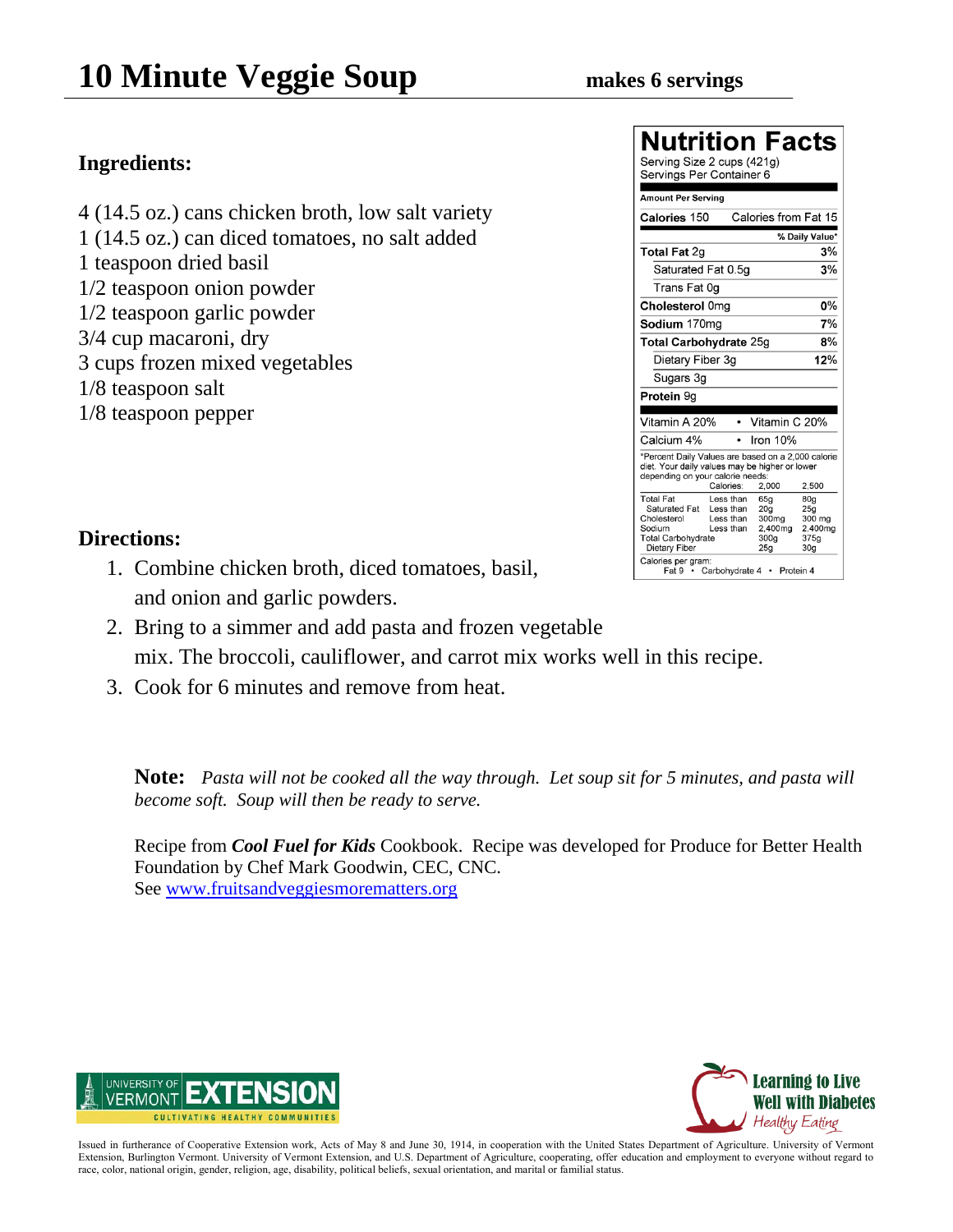# 10 Minute Veggie Soup

**makes 6 servings**

## Ingredients:

4 (14.5 oz.) cans chicken broth, low salt variety
1 (14.5 oz.) can diced tomatoes, no salt added
1 teaspoon dried basil
1/2 teaspoon onion powder
1/2 teaspoon garlic powder
3/4 cup macaroni, dry
3 cups frozen mixed vegetables
1/8 teaspoon salt
1/8 teaspoon pepper

## Nutrition Facts

Serving Size 2 cups (421g)
Servings Per Container 6

**Amount Per Serving**

| | |
|---|---|
| **Calories** 150 | Calories from Fat 15 |
| | **% Daily Value*** |
| **Total Fat** 2g | **3%** |
| Saturated Fat 0.5g | **3%** |
| Trans Fat 0g | |
| **Cholesterol** 0mg | **0%** |
| **Sodium** 170mg | **7%** |
| **Total Carbohydrate** 25g | **8%** |
| Dietary Fiber 3g | **12%** |
| Sugars 3g | |
| **Protein** 9g | |

| | |
|---|---|
| Vitamin A 20% | Vitamin C 20% |
| Calcium 4% | Iron 10% |

*Percent Daily Values are based on a 2,000 calorie diet. Your daily values may be higher or lower depending on your calorie needs:

| | Calories: | 2,000 | 2,500 |
|---|---|---|---|
| Total Fat | Less than | 65g | 80g |
| Saturated Fat | Less than | 20g | 25g |
| Cholesterol | Less than | 300mg | 300 mg |
| Sodium | Less than | 2,400mg | 2,400mg |
| Total Carbohydrate | | 300g | 375g |
| Dietary Fiber | | 25g | 30g |

Calories per gram:
Fat 9 • Carbohydrate 4 • Protein 4

## Directions:

1. Combine chicken broth, diced tomatoes, basil, and onion and garlic powders.
2. Bring to a simmer and add pasta and frozen vegetable mix. The broccoli, cauliflower, and carrot mix works well in this recipe.
3. Cook for 6 minutes and remove from heat.

**Note:** *Pasta will not be cooked all the way through. Let soup sit for 5 minutes, and pasta will become soft. Soup will then be ready to serve.*

Recipe from ***Cool Fuel for Kids*** Cookbook. Recipe was developed for Produce for Better Health Foundation by Chef Mark Goodwin, CEC, CNC.
See [www.fruitsandveggiesmorematters.org](http://www.fruitsandveggiesmorematters.org)

University of Vermont EXTENSION — Cultivating Healthy Communities

Learning to Live Well with Diabetes — Healthy Eating

Issued in furtherance of Cooperative Extension work, Acts of May 8 and June 30, 1914, in cooperation with the United States Department of Agriculture. University of Vermont Extension, Burlington Vermont. University of Vermont Extension, and U.S. Department of Agriculture, cooperating, offer education and employment to everyone without regard to race, color, national origin, gender, religion, age, disability, political beliefs, sexual orientation, and marital or familial status.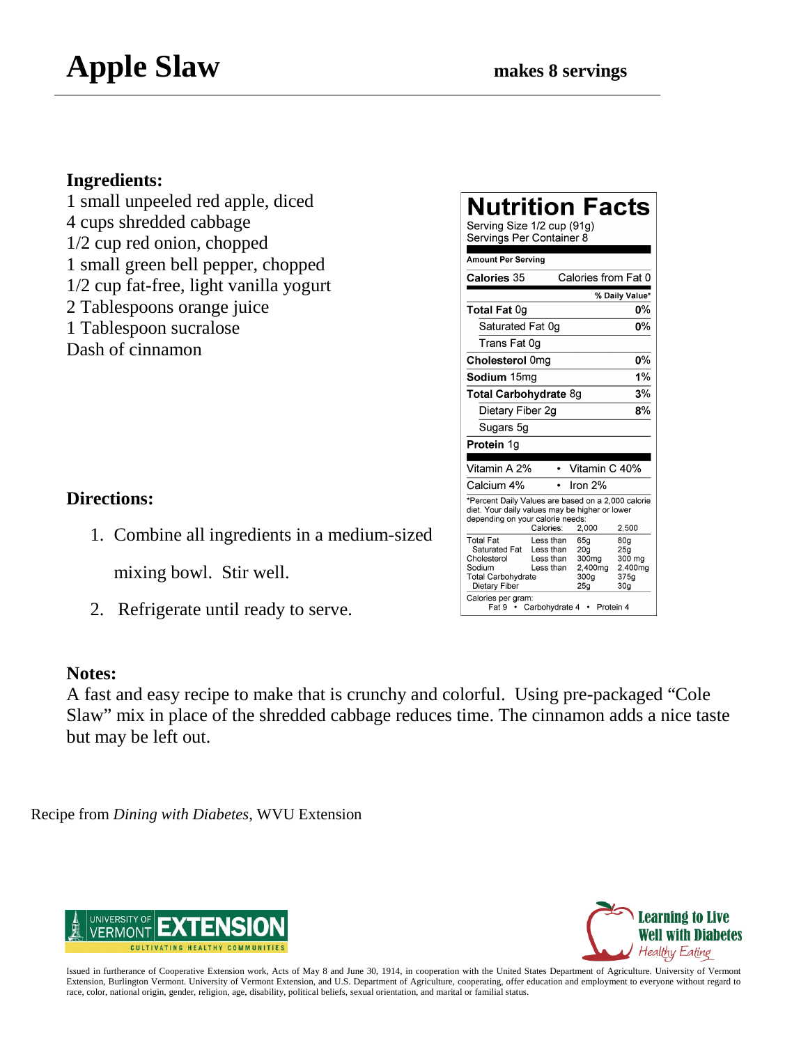# Apple Slaw

**makes 8 servings**

**Ingredients:**

1 small unpeeled red apple, diced
4 cups shredded cabbage
1/2 cup red onion, chopped
1 small green bell pepper, chopped
1/2 cup fat-free, light vanilla yogurt
2 Tablespoons orange juice
1 Tablespoon sucralose
Dash of cinnamon

**Directions:**

1. Combine all ingredients in a medium-sized mixing bowl. Stir well.
2. Refrigerate until ready to serve.

## Nutrition Facts

Serving Size 1/2 cup (91g)
Servings Per Container 8

| Amount Per Serving | |
|---|---|
| **Calories** 35 | Calories from Fat 0 |
| | **% Daily Value*** |
| **Total Fat** 0g | **0%** |
| Saturated Fat 0g | **0%** |
| Trans Fat 0g | |
| **Cholesterol** 0mg | **0%** |
| **Sodium** 15mg | **1%** |
| **Total Carbohydrate** 8g | **3%** |
| Dietary Fiber 2g | **8%** |
| Sugars 5g | |
| **Protein** 1g | |
| Vitamin A 2% | Vitamin C 40% |
| Calcium 4% | Iron 2% |

*Percent Daily Values are based on a 2,000 calorie diet. Your daily values may be higher or lower depending on your calorie needs:

| | Calories: | 2,000 | 2,500 |
|---|---|---|---|
| Total Fat | Less than | 65g | 80g |
| Saturated Fat | Less than | 20g | 25g |
| Cholesterol | Less than | 300mg | 300 mg |
| Sodium | Less than | 2,400mg | 2,400mg |
| Total Carbohydrate | | 300g | 375g |
| Dietary Fiber | | 25g | 30g |

Calories per gram:
Fat 9 • Carbohydrate 4 • Protein 4

**Notes:**

A fast and easy recipe to make that is crunchy and colorful. Using pre-packaged "Cole Slaw" mix in place of the shredded cabbage reduces time. The cinnamon adds a nice taste but may be left out.

Recipe from *Dining with Diabetes*, WVU Extension

UNIVERSITY OF VERMONT EXTENSION — CULTIVATING HEALTHY COMMUNITIES

Learning to Live Well with Diabetes — Healthy Eating

Issued in furtherance of Cooperative Extension work, Acts of May 8 and June 30, 1914, in cooperation with the United States Department of Agriculture. University of Vermont Extension, Burlington Vermont. University of Vermont Extension, and U.S. Department of Agriculture, cooperating, offer education and employment to everyone without regard to race, color, national origin, gender, religion, age, disability, political beliefs, sexual orientation, and marital or familial status.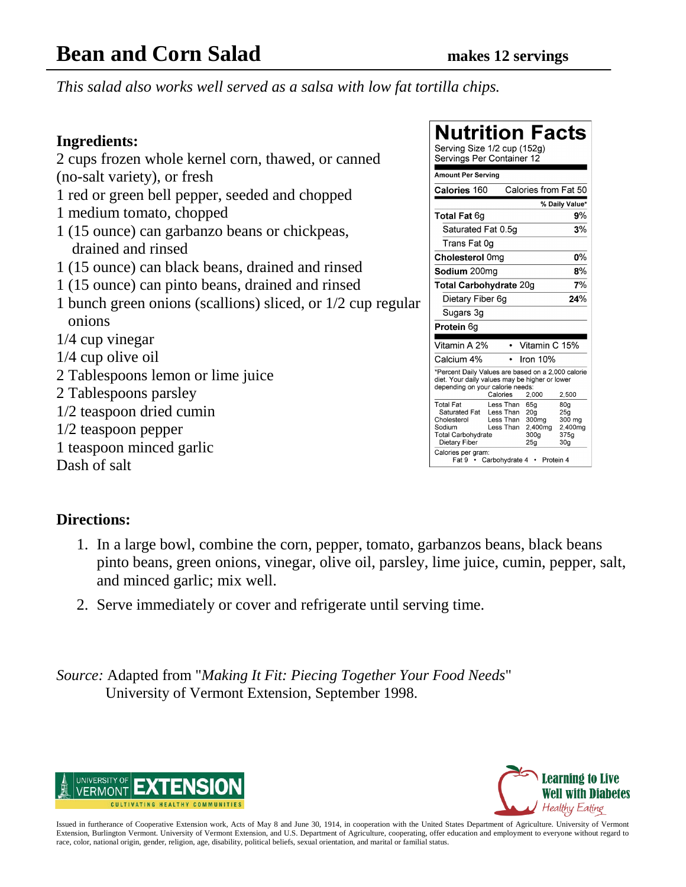# Bean and Corn Salad

**makes 12 servings**

*This salad also works well served as a salsa with low fat tortilla chips.*

**Ingredients:**

2 cups frozen whole kernel corn, thawed, or canned (no-salt variety), or fresh
1 red or green bell pepper, seeded and chopped
1 medium tomato, chopped
1 (15 ounce) can garbanzo beans or chickpeas, drained and rinsed
1 (15 ounce) can black beans, drained and rinsed
1 (15 ounce) can pinto beans, drained and rinsed
1 bunch green onions (scallions) sliced, or 1/2 cup regular onions
1/4 cup vinegar
1/4 cup olive oil
2 Tablespoons lemon or lime juice
2 Tablespoons parsley
1/2 teaspoon dried cumin
1/2 teaspoon pepper
1 teaspoon minced garlic
Dash of salt

## Nutrition Facts

Serving Size 1/2 cup (152g)
Servings Per Container 12

**Amount Per Serving**

| | |
|---|---|
| **Calories** 160 | Calories from Fat 50 |
| | **% Daily Value*** |
| **Total Fat** 6g | **9%** |
| Saturated Fat 0.5g | **3%** |
| Trans Fat 0g | |
| **Cholesterol** 0mg | **0%** |
| **Sodium** 200mg | **8%** |
| **Total Carbohydrate** 20g | **7%** |
| Dietary Fiber 6g | **24%** |
| Sugars 3g | |
| **Protein** 6g | |

Vitamin A 2% • Vitamin C 15%
Calcium 4% • Iron 10%

*Percent Daily Values are based on a 2,000 calorie diet. Your daily values may be higher or lower depending on your calorie needs:

| | Calories | 2,000 | 2,500 |
|---|---|---|---|
| Total Fat | Less Than | 65g | 80g |
| Saturated Fat | Less Than | 20g | 25g |
| Cholesterol | Less Than | 300mg | 300 mg |
| Sodium | Less Than | 2,400mg | 2,400mg |
| Total Carbohydrate | | 300g | 375g |
| Dietary Fiber | | 25g | 30g |

Calories per gram:
Fat 9 • Carbohydrate 4 • Protein 4

**Directions:**

1. In a large bowl, combine the corn, pepper, tomato, garbanzos beans, black beans pinto beans, green onions, vinegar, olive oil, parsley, lime juice, cumin, pepper, salt, and minced garlic; mix well.
2. Serve immediately or cover and refrigerate until serving time.

*Source:* Adapted from "*Making It Fit: Piecing Together Your Food Needs*" University of Vermont Extension, September 1998.

University of Vermont Extension — Cultivating Healthy Communities

Learning to Live Well with Diabetes — Healthy Eating

Issued in furtherance of Cooperative Extension work, Acts of May 8 and June 30, 1914, in cooperation with the United States Department of Agriculture. University of Vermont Extension, Burlington Vermont. University of Vermont Extension, and U.S. Department of Agriculture, cooperating, offer education and employment to everyone without regard to race, color, national origin, gender, religion, age, disability, political beliefs, sexual orientation, and marital or familial status.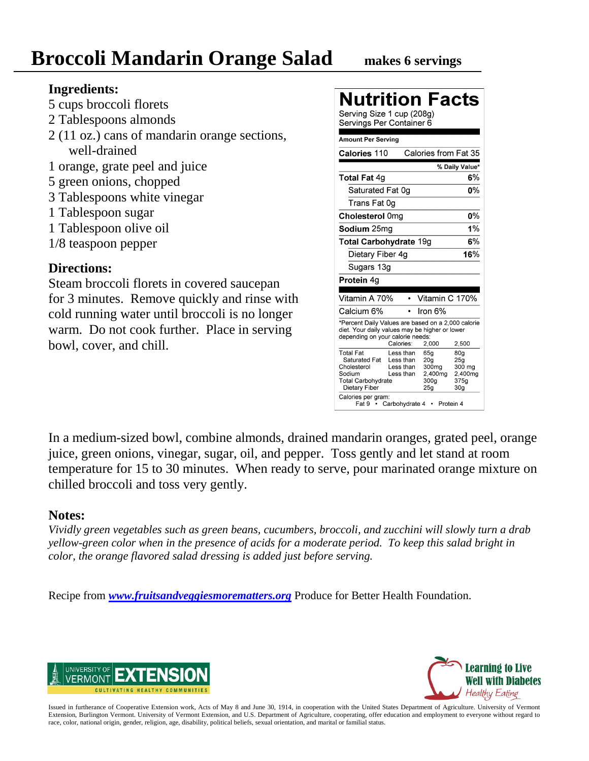# Broccoli Mandarin Orange Salad

**makes 6 servings**

### Ingredients:

5 cups broccoli florets
2 Tablespoons almonds
2 (11 oz.) cans of mandarin orange sections, well-drained
1 orange, grate peel and juice
5 green onions, chopped
3 Tablespoons white vinegar
1 Tablespoon sugar
1 Tablespoon olive oil
1/8 teaspoon pepper

### Directions:

Steam broccoli florets in covered saucepan for 3 minutes. Remove quickly and rinse with cold running water until broccoli is no longer warm. Do not cook further. Place in serving bowl, cover, and chill.

## Nutrition Facts

Serving Size 1 cup (208g)
Servings Per Container 6

**Amount Per Serving**

| **Calories** 110 | Calories from Fat 35 |
|---|---|
| | **% Daily Value*** |
| **Total Fat** 4g | **6%** |
| Saturated Fat 0g | **0%** |
| Trans Fat 0g | |
| **Cholesterol** 0mg | **0%** |
| **Sodium** 25mg | **1%** |
| **Total Carbohydrate** 19g | **6%** |
| Dietary Fiber 4g | **16%** |
| Sugars 13g | |
| **Protein** 4g | |

| Vitamin A 70% | Vitamin C 170% |
|---|---|
| Calcium 6% | Iron 6% |

*Percent Daily Values are based on a 2,000 calorie diet. Your daily values may be higher or lower depending on your calorie needs:

| | Calories: | 2,000 | 2,500 |
|---|---|---|---|
| Total Fat | Less than | 65g | 80g |
| Saturated Fat | Less than | 20g | 25g |
| Cholesterol | Less than | 300mg | 300 mg |
| Sodium | Less than | 2,400mg | 2,400mg |
| Total Carbohydrate | | 300g | 375g |
| Dietary Fiber | | 25g | 30g |

Calories per gram:
Fat 9 • Carbohydrate 4 • Protein 4

In a medium-sized bowl, combine almonds, drained mandarin oranges, grated peel, orange juice, green onions, vinegar, sugar, oil, and pepper. Toss gently and let stand at room temperature for 15 to 30 minutes. When ready to serve, pour marinated orange mixture on chilled broccoli and toss very gently.

### Notes:

*Vividly green vegetables such as green beans, cucumbers, broccoli, and zucchini will slowly turn a drab yellow-green color when in the presence of acids for a moderate period. To keep this salad bright in color, the orange flavored salad dressing is added just before serving.*

Recipe from ***www.fruitsandveggiesmorematters.org*** Produce for Better Health Foundation.

UNIVERSITY OF VERMONT EXTENSION — CULTIVATING HEALTHY COMMUNITIES

Learning to Live Well with Diabetes — Healthy Eating

Issued in furtherance of Cooperative Extension work, Acts of May 8 and June 30, 1914, in cooperation with the United States Department of Agriculture. University of Vermont Extension, Burlington Vermont. University of Vermont Extension, and U.S. Department of Agriculture, cooperating, offer education and employment to everyone without regard to race, color, national origin, gender, religion, age, disability, political beliefs, sexual orientation, and marital or familial status.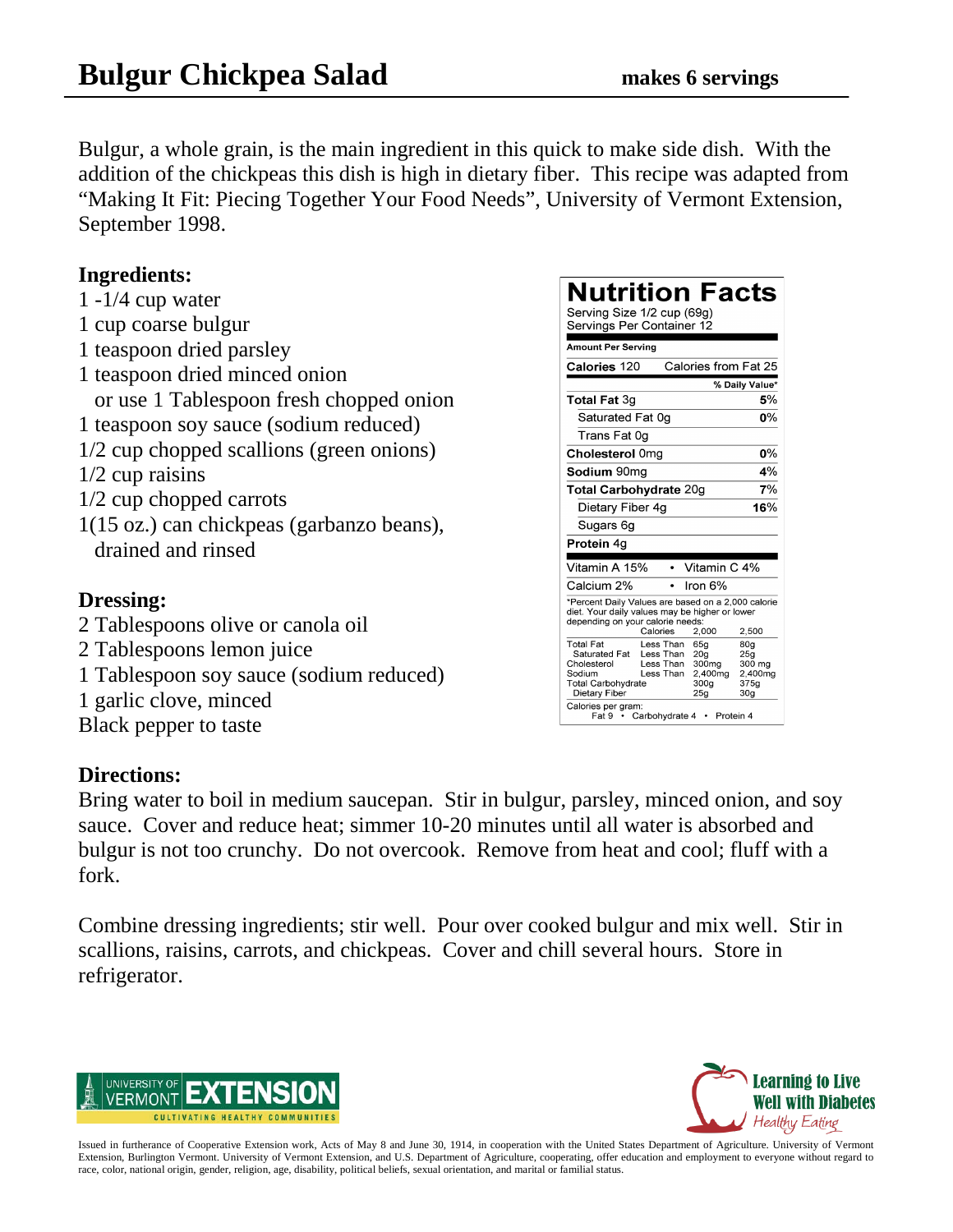# Bulgur Chickpea Salad

**makes 6 servings**

Bulgur, a whole grain, is the main ingredient in this quick to make side dish. With the addition of the chickpeas this dish is high in dietary fiber. This recipe was adapted from "Making It Fit: Piecing Together Your Food Needs", University of Vermont Extension, September 1998.

## Ingredients:

1 -1/4 cup water
1 cup coarse bulgur
1 teaspoon dried parsley
1 teaspoon dried minced onion
  or use 1 Tablespoon fresh chopped onion
1 teaspoon soy sauce (sodium reduced)
1/2 cup chopped scallions (green onions)
1/2 cup raisins
1/2 cup chopped carrots
1(15 oz.) can chickpeas (garbanzo beans),
  drained and rinsed

## Dressing:

2 Tablespoons olive or canola oil
2 Tablespoons lemon juice
1 Tablespoon soy sauce (sodium reduced)
1 garlic clove, minced
Black pepper to taste

**Nutrition Facts**

Serving Size 1/2 cup (69g)
Servings Per Container 12

| Amount Per Serving | |
|---|---|
| **Calories** 120 | Calories from Fat 25 |
| | **% Daily Value*** |
| **Total Fat** 3g | **5%** |
| Saturated Fat 0g | **0%** |
| Trans Fat 0g | |
| **Cholesterol** 0mg | **0%** |
| **Sodium** 90mg | **4%** |
| **Total Carbohydrate** 20g | **7%** |
| Dietary Fiber 4g | **16%** |
| Sugars 6g | |
| **Protein** 4g | |
| Vitamin A 15% | Vitamin C 4% |
| Calcium 2% | Iron 6% |

*Percent Daily Values are based on a 2,000 calorie diet. Your daily values may be higher or lower depending on your calorie needs:

| | Calories | 2,000 | 2,500 |
|---|---|---|---|
| Total Fat | Less Than | 65g | 80g |
| Saturated Fat | Less Than | 20g | 25g |
| Cholesterol | Less Than | 300mg | 300 mg |
| Sodium | Less Than | 2,400mg | 2,400mg |
| Total Carbohydrate | | 300g | 375g |
| Dietary Fiber | | 25g | 30g |

Calories per gram:
Fat 9 • Carbohydrate 4 • Protein 4

## Directions:

Bring water to boil in medium saucepan. Stir in bulgur, parsley, minced onion, and soy sauce. Cover and reduce heat; simmer 10-20 minutes until all water is absorbed and bulgur is not too crunchy. Do not overcook. Remove from heat and cool; fluff with a fork.

Combine dressing ingredients; stir well. Pour over cooked bulgur and mix well. Stir in scallions, raisins, carrots, and chickpeas. Cover and chill several hours. Store in refrigerator.

University of Vermont EXTENSION — Cultivating Healthy Communities

Learning to Live Well with Diabetes — Healthy Eating

Issued in furtherance of Cooperative Extension work, Acts of May 8 and June 30, 1914, in cooperation with the United States Department of Agriculture. University of Vermont Extension, Burlington Vermont. University of Vermont Extension, and U.S. Department of Agriculture, cooperating, offer education and employment to everyone without regard to race, color, national origin, gender, religion, age, disability, political beliefs, sexual orientation, and marital or familial status.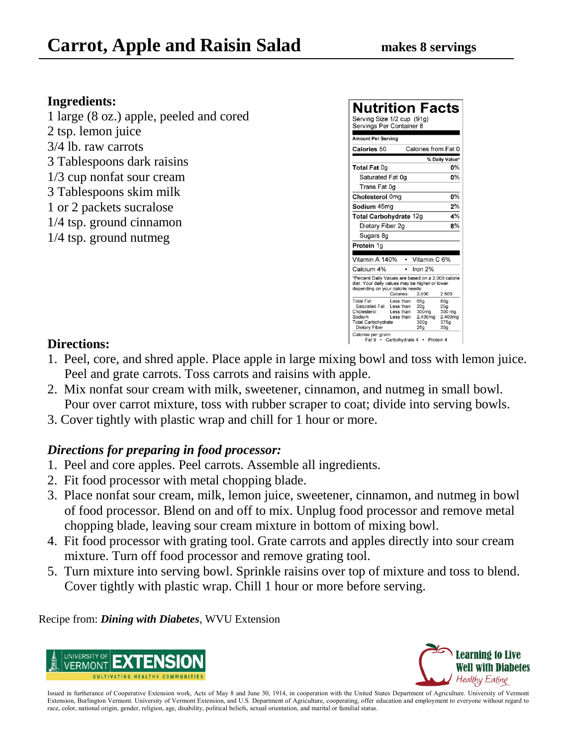# Carrot, Apple and Raisin Salad

**makes 8 servings**

**Ingredients:**

1 large (8 oz.) apple, peeled and cored
2 tsp. lemon juice
3/4 lb. raw carrots
3 Tablespoons dark raisins
1/3 cup nonfat sour cream
3 Tablespoons skim milk
1 or 2 packets sucralose
1/4 tsp. ground cinnamon
1/4 tsp. ground nutmeg

**Nutrition Facts**

Serving Size 1/2 cup (91g)
Servings Per Container 8

| Amount Per Serving | |
|---|---|
| Calories 50 | Calories from Fat 0 |
| | % Daily Value* |
| Total Fat 0g | 0% |
| Saturated Fat 0g | 0% |
| Trans Fat 0g | |
| Cholesterol 0mg | 0% |
| Sodium 45mg | 2% |
| Total Carbohydrate 12g | 4% |
| Dietary Fiber 2g | 8% |
| Sugars 8g | |
| Protein 1g | |
| Vitamin A 140% | Vitamin C 6% |
| Calcium 4% | Iron 2% |

*Percent Daily Values are based on a 2,000 calorie diet. Your daily values may be higher or lower depending on your calorie needs:

| | Calories: | 2,000 | 2,500 |
|---|---|---|---|
| Total Fat | Less than | 65g | 80g |
| Saturated Fat | Less than | 20g | 25g |
| Cholesterol | Less than | 300mg | 300 mg |
| Sodium | Less than | 2,400mg | 2,400mg |
| Total Carbohydrate | | 300g | 375g |
| Dietary Fiber | | 25g | 30g |

Calories per gram:
Fat 9 • Carbohydrate 4 • Protein 4

**Directions:**

1. Peel, core, and shred apple. Place apple in large mixing bowl and toss with lemon juice. Peel and grate carrots. Toss carrots and raisins with apple.
2. Mix nonfat sour cream with milk, sweetener, cinnamon, and nutmeg in small bowl. Pour over carrot mixture, toss with rubber scraper to coat; divide into serving bowls.
3. Cover tightly with plastic wrap and chill for 1 hour or more.

***Directions for preparing in food processor:***

1. Peel and core apples. Peel carrots. Assemble all ingredients.
2. Fit food processor with metal chopping blade.
3. Place nonfat sour cream, milk, lemon juice, sweetener, cinnamon, and nutmeg in bowl of food processor. Blend on and off to mix. Unplug food processor and remove metal chopping blade, leaving sour cream mixture in bottom of mixing bowl.
4. Fit food processor with grating tool. Grate carrots and apples directly into sour cream mixture. Turn off food processor and remove grating tool.
5. Turn mixture into serving bowl. Sprinkle raisins over top of mixture and toss to blend. Cover tightly with plastic wrap. Chill 1 hour or more before serving.

Recipe from: ***Dining with Diabetes***, WVU Extension

University of Vermont EXTENSION — Cultivating Healthy Communities

Learning to Live Well with Diabetes — Healthy Eating

Issued in furtherance of Cooperative Extension work, Acts of May 8 and June 30, 1914, in cooperation with the United States Department of Agriculture. University of Vermont Extension, Burlington Vermont. University of Vermont Extension, and U.S. Department of Agriculture, cooperating, offer education and employment to everyone without regard to race, color, national origin, gender, religion, age, disability, political beliefs, sexual orientation, and marital or familial status.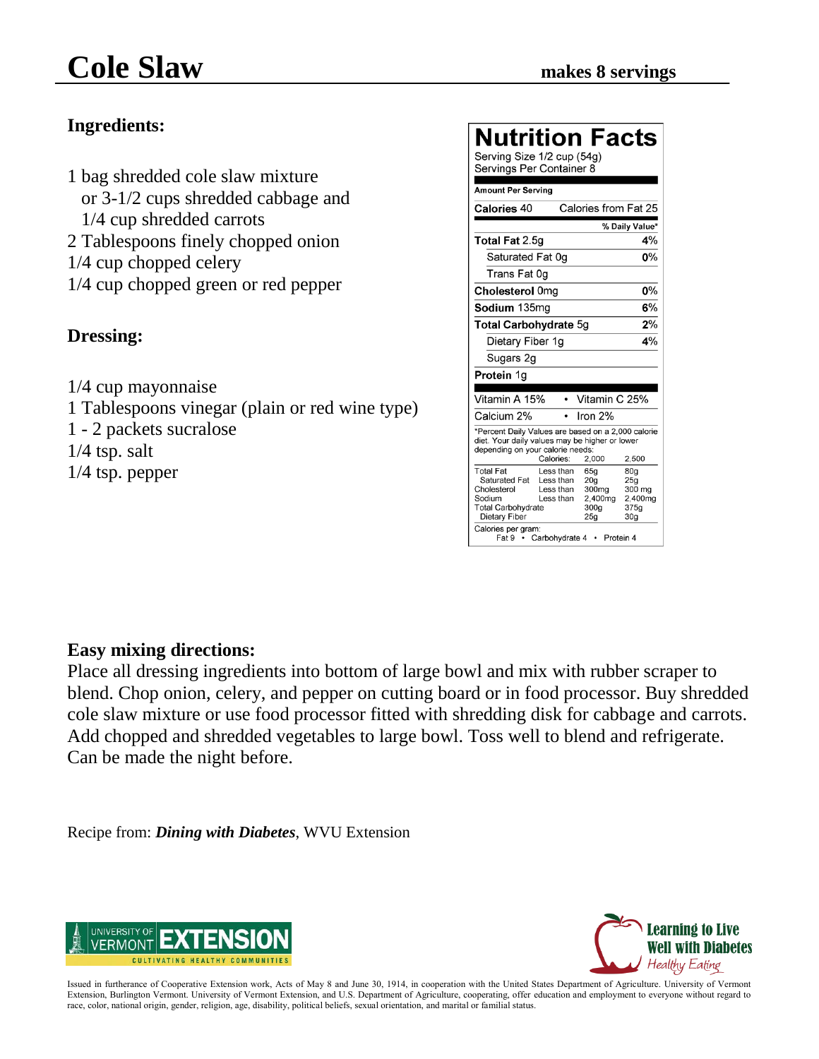# Cole Slaw

**makes 8 servings**

### Ingredients:

1 bag shredded cole slaw mixture
  or 3-1/2 cups shredded cabbage and
  1/4 cup shredded carrots
2 Tablespoons finely chopped onion
1/4 cup chopped celery
1/4 cup chopped green or red pepper

### Dressing:

1/4 cup mayonnaise
1 Tablespoons vinegar (plain or red wine type)
1 - 2 packets sucralose
1/4 tsp. salt
1/4 tsp. pepper

## Nutrition Facts

Serving Size 1/2 cup (54g)
Servings Per Container 8

| Amount Per Serving | |
|---|---|
| **Calories** 40 | Calories from Fat 25 |
| | **% Daily Value*** |
| **Total Fat** 2.5g | 4% |
| Saturated Fat 0g | 0% |
| Trans Fat 0g | |
| **Cholesterol** 0mg | 0% |
| **Sodium** 135mg | 6% |
| **Total Carbohydrate** 5g | 2% |
| Dietary Fiber 1g | 4% |
| Sugars 2g | |
| **Protein** 1g | |

| | |
|---|---|
| Vitamin A 15% | Vitamin C 25% |
| Calcium 2% | Iron 2% |

*Percent Daily Values are based on a 2,000 calorie diet. Your daily values may be higher or lower depending on your calorie needs:

| | | Calories: 2,000 | 2,500 |
|---|---|---|---|
| Total Fat | Less than | 65g | 80g |
| Saturated Fat | Less than | 20g | 25g |
| Cholesterol | Less than | 300mg | 300 mg |
| Sodium | Less than | 2,400mg | 2,400mg |
| Total Carbohydrate | | 300g | 375g |
| Dietary Fiber | | 25g | 30g |

Calories per gram:
Fat 9 • Carbohydrate 4 • Protein 4

### Easy mixing directions:

Place all dressing ingredients into bottom of large bowl and mix with rubber scraper to blend. Chop onion, celery, and pepper on cutting board or in food processor. Buy shredded cole slaw mixture or use food processor fitted with shredding disk for cabbage and carrots. Add chopped and shredded vegetables to large bowl. Toss well to blend and refrigerate. Can be made the night before.

Recipe from: ***Dining with Diabetes***, WVU Extension

UNIVERSITY OF VERMONT EXTENSION — CULTIVATING HEALTHY COMMUNITIES

Learning to Live Well with Diabetes — *Healthy Eating*

Issued in furtherance of Cooperative Extension work, Acts of May 8 and June 30, 1914, in cooperation with the United States Department of Agriculture. University of Vermont Extension, Burlington Vermont. University of Vermont Extension, and U.S. Department of Agriculture, cooperating, offer education and employment to everyone without regard to race, color, national origin, gender, religion, age, disability, political beliefs, sexual orientation, and marital or familial status.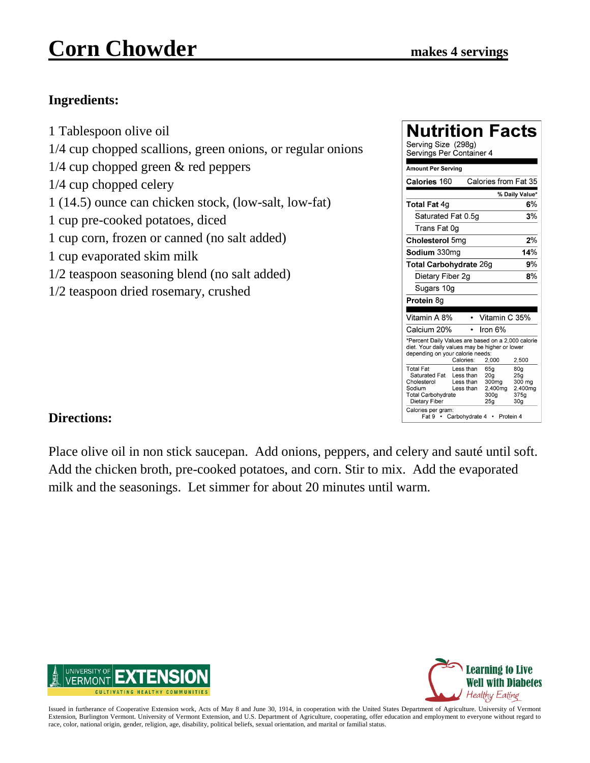# Corn Chowder

**makes 4 servings**

## Ingredients:

1 Tablespoon olive oil
1/4 cup chopped scallions, green onions, or regular onions
1/4 cup chopped green & red peppers
1/4 cup chopped celery
1 (14.5) ounce can chicken stock, (low-salt, low-fat)
1 cup pre-cooked potatoes, diced
1 cup corn, frozen or canned (no salt added)
1 cup evaporated skim milk
1/2 teaspoon seasoning blend (no salt added)
1/2 teaspoon dried rosemary, crushed

## Nutrition Facts

Serving Size (298g)
Servings Per Container 4

| Amount Per Serving | |
|---|---|
| **Calories** 160 | Calories from Fat 35 |
| | **% Daily Value*** |
| **Total Fat** 4g | **6%** |
| Saturated Fat 0.5g | **3%** |
| Trans Fat 0g | |
| **Cholesterol** 5mg | **2%** |
| **Sodium** 330mg | **14%** |
| **Total Carbohydrate** 26g | **9%** |
| Dietary Fiber 2g | **8%** |
| Sugars 10g | |
| **Protein** 8g | |

| | |
|---|---|
| Vitamin A 8% | Vitamin C 35% |
| Calcium 20% | Iron 6% |

*Percent Daily Values are based on a 2,000 calorie diet. Your daily values may be higher or lower depending on your calorie needs:

| | | Calories: 2,000 | 2,500 |
|---|---|---|---|
| Total Fat | Less than | 65g | 80g |
| Saturated Fat | Less than | 20g | 25g |
| Cholesterol | Less than | 300mg | 300 mg |
| Sodium | Less than | 2,400mg | 2,400mg |
| Total Carbohydrate | | 300g | 375g |
| Dietary Fiber | | 25g | 30g |

Calories per gram:
Fat 9 • Carbohydrate 4 • Protein 4

## Directions:

Place olive oil in non stick saucepan. Add onions, peppers, and celery and sauté until soft. Add the chicken broth, pre-cooked potatoes, and corn. Stir to mix. Add the evaporated milk and the seasonings. Let simmer for about 20 minutes until warm.

University of Vermont Extension — Cultivating Healthy Communities

Learning to Live Well with Diabetes — Healthy Eating

Issued in furtherance of Cooperative Extension work, Acts of May 8 and June 30, 1914, in cooperation with the United States Department of Agriculture. University of Vermont Extension, Burlington Vermont. University of Vermont Extension, and U.S. Department of Agriculture, cooperating, offer education and employment to everyone without regard to race, color, national origin, gender, religion, age, disability, political beliefs, sexual orientation, and marital or familial status.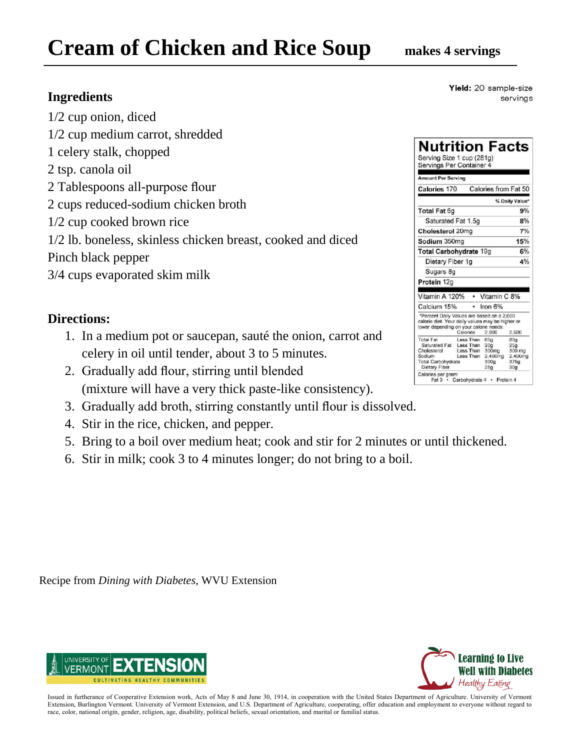# Cream of Chicken and Rice Soup

**makes 4 servings**

Yield: 20 sample-size servings

## Ingredients

1/2 cup onion, diced
1/2 cup medium carrot, shredded
1 celery stalk, chopped
2 tsp. canola oil
2 Tablespoons all-purpose flour
2 cups reduced-sodium chicken broth
1/2 cup cooked brown rice
1/2 lb. boneless, skinless chicken breast, cooked and diced
Pinch black pepper
3/4 cups evaporated skim milk

### Nutrition Facts

Serving Size 1 cup (281g)
Servings Per Container 4

| Amount Per Serving | |
|---|---|
| Calories 170 | Calories from Fat 50 |
| | % Daily Value* |
| **Total Fat** 6g | 9% |
| Saturated Fat 1.5g | 8% |
| **Cholesterol** 20mg | 7% |
| **Sodium** 350mg | 15% |
| **Total Carbohydrate** 19g | 6% |
| Dietary Fiber 1g | 4% |
| Sugars 8g | |
| **Protein** 12g | |

Vitamin A 120% • Vitamin C 8%
Calcium 15% • Iron 6%

*Percent Daily Values are based on a 2,000 calorie diet. Your daily values may be higher or lower depending on your calorie needs:

| | Calories | 2,000 | 2,500 |
|---|---|---|---|
| Total Fat | Less Than | 65g | 80g |
| Saturated Fat | Less Than | 20g | 25g |
| Cholesterol | Less Than | 300mg | 300 mg |
| Sodium | Less Than | 2,400mg | 2,400mg |
| Total Carbohydrate | | 300g | 375g |
| Dietary Fiber | | 25g | 30g |

Calories per gram:
Fat 9 • Carbohydrate 4 • Protein 4

## Directions:

1. In a medium pot or saucepan, sauté the onion, carrot and celery in oil until tender, about 3 to 5 minutes.
2. Gradually add flour, stirring until blended (mixture will have a very thick paste-like consistency).
3. Gradually add broth, stirring constantly until flour is dissolved.
4. Stir in the rice, chicken, and pepper.
5. Bring to a boil over medium heat; cook and stir for 2 minutes or until thickened.
6. Stir in milk; cook 3 to 4 minutes longer; do not bring to a boil.

Recipe from *Dining with Diabetes,* WVU Extension

UNIVERSITY OF VERMONT EXTENSION — CULTIVATING HEALTHY COMMUNITIES

Learning to Live Well with Diabetes — Healthy Eating

Issued in furtherance of Cooperative Extension work, Acts of May 8 and June 30, 1914, in cooperation with the United States Department of Agriculture. University of Vermont Extension, Burlington Vermont. University of Vermont Extension, and U.S. Department of Agriculture, cooperating, offer education and employment to everyone without regard to race, color, national origin, gender, religion, age, disability, political beliefs, sexual orientation, and marital or familial status.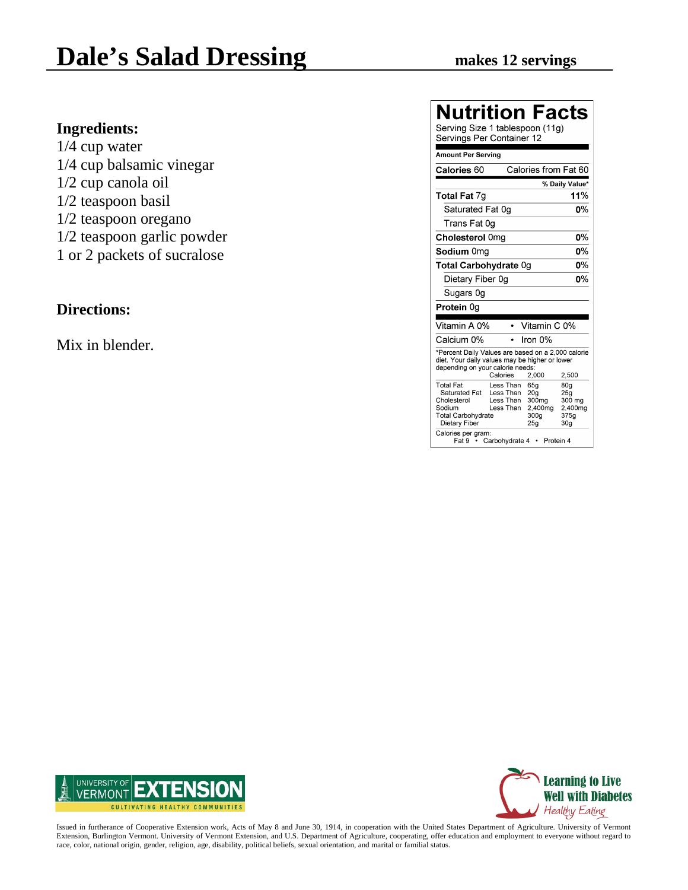# Dale's Salad Dressing

**makes 12 servings**

## Ingredients:

1/4 cup water
1/4 cup balsamic vinegar
1/2 cup canola oil
1/2 teaspoon basil
1/2 teaspoon oregano
1/2 teaspoon garlic powder
1 or 2 packets of sucralose

## Directions:

Mix in blender.

## Nutrition Facts

Serving Size 1 tablespoon (11g)
Servings Per Container 12

| Amount Per Serving | |
|---|---|
| **Calories** 60 | Calories from Fat 60 |
| | **% Daily Value*** |
| **Total Fat** 7g | **11%** |
| Saturated Fat 0g | **0%** |
| Trans Fat 0g | |
| **Cholesterol** 0mg | **0%** |
| **Sodium** 0mg | **0%** |
| **Total Carbohydrate** 0g | **0%** |
| Dietary Fiber 0g | **0%** |
| Sugars 0g | |
| **Protein** 0g | |
| Vitamin A 0% | Vitamin C 0% |
| Calcium 0% | Iron 0% |

*Percent Daily Values are based on a 2,000 calorie diet. Your daily values may be higher or lower depending on your calorie needs:

| | Calories | 2,000 | 2,500 |
|---|---|---|---|
| Total Fat | Less Than | 65g | 80g |
| Saturated Fat | Less Than | 20g | 25g |
| Cholesterol | Less Than | 300mg | 300 mg |
| Sodium | Less Than | 2,400mg | 2,400mg |
| Total Carbohydrate | | 300g | 375g |
| Dietary Fiber | | 25g | 30g |

Calories per gram:
Fat 9 • Carbohydrate 4 • Protein 4

University of Vermont Extension — Cultivating Healthy Communities

Learning to Live Well with Diabetes — Healthy Eating

Issued in furtherance of Cooperative Extension work, Acts of May 8 and June 30, 1914, in cooperation with the United States Department of Agriculture. University of Vermont Extension, Burlington Vermont. University of Vermont Extension, and U.S. Department of Agriculture, cooperating, offer education and employment to everyone without regard to race, color, national origin, gender, religion, age, disability, political beliefs, sexual orientation, and marital or familial status.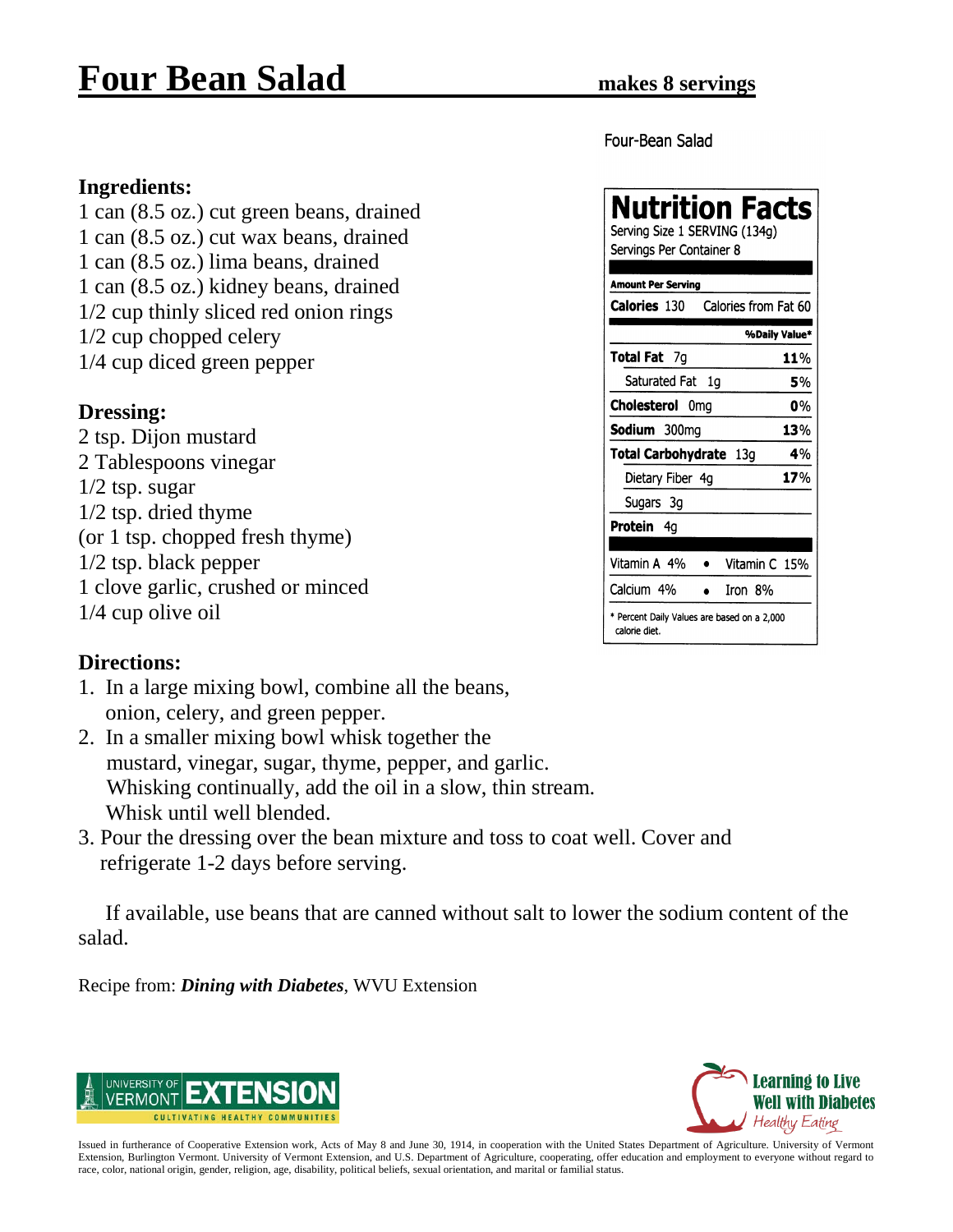# Four Bean Salad

**makes 8 servings**

## Ingredients:

1 can (8.5 oz.) cut green beans, drained
1 can (8.5 oz.) cut wax beans, drained
1 can (8.5 oz.) lima beans, drained
1 can (8.5 oz.) kidney beans, drained
1/2 cup thinly sliced red onion rings
1/2 cup chopped celery
1/4 cup diced green pepper

## Dressing:

2 tsp. Dijon mustard
2 Tablespoons vinegar
1/2 tsp. sugar
1/2 tsp. dried thyme
(or 1 tsp. chopped fresh thyme)
1/2 tsp. black pepper
1 clove garlic, crushed or minced
1/4 cup olive oil

Four-Bean Salad

**Nutrition Facts**
Serving Size 1 SERVING (134g)
Servings Per Container 8

| Amount Per Serving | |
|---|---|
| **Calories** 130 | Calories from Fat 60 |
| | **%Daily Value*** |
| **Total Fat** 7g | **11**% |
| Saturated Fat 1g | **5**% |
| **Cholesterol** 0mg | **0**% |
| **Sodium** 300mg | **13**% |
| **Total Carbohydrate** 13g | **4**% |
| Dietary Fiber 4g | **17**% |
| Sugars 3g | |
| **Protein** 4g | |
| Vitamin A 4% • | Vitamin C 15% |
| Calcium 4% • | Iron 8% |

\* Percent Daily Values are based on a 2,000 calorie diet.

## Directions:

1. In a large mixing bowl, combine all the beans, onion, celery, and green pepper.
2. In a smaller mixing bowl whisk together the mustard, vinegar, sugar, thyme, pepper, and garlic. Whisking continually, add the oil in a slow, thin stream. Whisk until well blended.
3. Pour the dressing over the bean mixture and toss to coat well. Cover and refrigerate 1-2 days before serving.

If available, use beans that are canned without salt to lower the sodium content of the salad.

Recipe from: ***Dining with Diabetes***, WVU Extension

UNIVERSITY OF VERMONT EXTENSION — CULTIVATING HEALTHY COMMUNITIES

Learning to Live Well with Diabetes — Healthy Eating

Issued in furtherance of Cooperative Extension work, Acts of May 8 and June 30, 1914, in cooperation with the United States Department of Agriculture. University of Vermont Extension, Burlington Vermont. University of Vermont Extension, and U.S. Department of Agriculture, cooperating, offer education and employment to everyone without regard to race, color, national origin, gender, religion, age, disability, political beliefs, sexual orientation, and marital or familial status.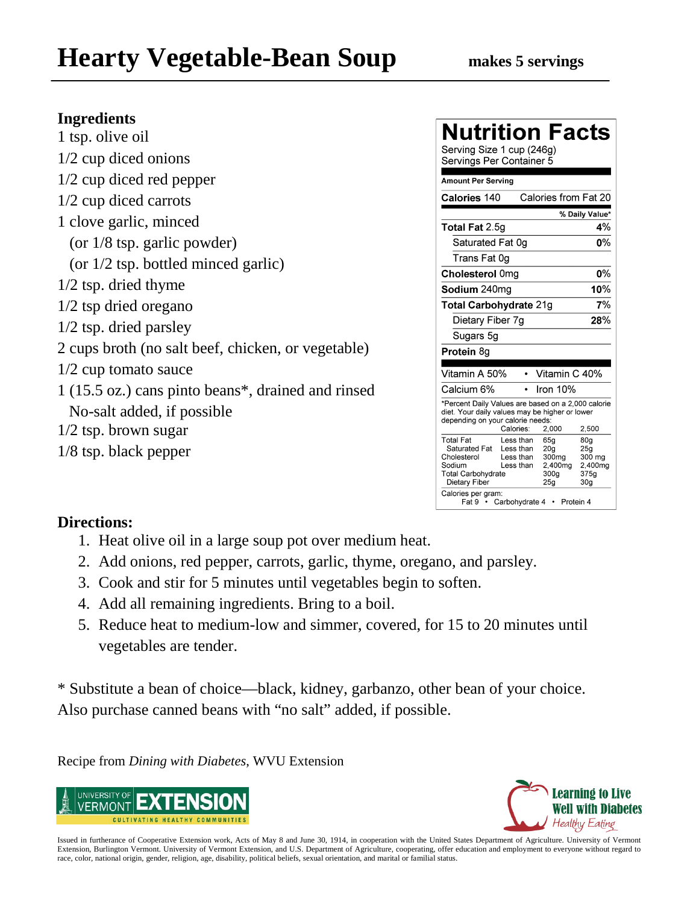# Hearty Vegetable-Bean Soup

**makes 5 servings**

## Ingredients

1 tsp. olive oil
1/2 cup diced onions
1/2 cup diced red pepper
1/2 cup diced carrots
1 clove garlic, minced
(or 1/8 tsp. garlic powder)
(or 1/2 tsp. bottled minced garlic)
1/2 tsp. dried thyme
1/2 tsp dried oregano
1/2 tsp. dried parsley
2 cups broth (no salt beef, chicken, or vegetable)
1/2 cup tomato sauce
1 (15.5 oz.) cans pinto beans*, drained and rinsed
No-salt added, if possible
1/2 tsp. brown sugar
1/8 tsp. black pepper

## Nutrition Facts

Serving Size 1 cup (246g)
Servings Per Container 5

**Amount Per Serving**

**Calories** 140 — Calories from Fat 20

| | % Daily Value* |
|---|---|
| **Total Fat** 2.5g | **4%** |
| Saturated Fat 0g | **0%** |
| Trans Fat 0g | |
| **Cholesterol** 0mg | **0%** |
| **Sodium** 240mg | **10%** |
| **Total Carbohydrate** 21g | **7%** |
| Dietary Fiber 7g | **28%** |
| Sugars 5g | |
| **Protein** 8g | |

Vitamin A 50% • Vitamin C 40%
Calcium 6% • Iron 10%

*Percent Daily Values are based on a 2,000 calorie diet. Your daily values may be higher or lower depending on your calorie needs:

| | Calories: | 2,000 | 2,500 |
|---|---|---|---|
| Total Fat | Less than | 65g | 80g |
| Saturated Fat | Less than | 20g | 25g |
| Cholesterol | Less than | 300mg | 300 mg |
| Sodium | Less than | 2,400mg | 2,400mg |
| Total Carbohydrate | | 300g | 375g |
| Dietary Fiber | | 25g | 30g |

Calories per gram:
Fat 9 • Carbohydrate 4 • Protein 4

## Directions:

1. Heat olive oil in a large soup pot over medium heat.
2. Add onions, red pepper, carrots, garlic, thyme, oregano, and parsley.
3. Cook and stir for 5 minutes until vegetables begin to soften.
4. Add all remaining ingredients. Bring to a boil.
5. Reduce heat to medium-low and simmer, covered, for 15 to 20 minutes until vegetables are tender.

* Substitute a bean of choice—black, kidney, garbanzo, other bean of your choice. Also purchase canned beans with "no salt" added, if possible.

Recipe from *Dining with Diabetes*, WVU Extension

UNIVERSITY OF VERMONT EXTENSION — CULTIVATING HEALTHY COMMUNITIES

Learning to Live Well with Diabetes — Healthy Eating

Issued in furtherance of Cooperative Extension work, Acts of May 8 and June 30, 1914, in cooperation with the United States Department of Agriculture. University of Vermont Extension, Burlington Vermont. University of Vermont Extension, and U.S. Department of Agriculture, cooperating, offer education and employment to everyone without regard to race, color, national origin, gender, religion, age, disability, political beliefs, sexual orientation, and marital or familial status.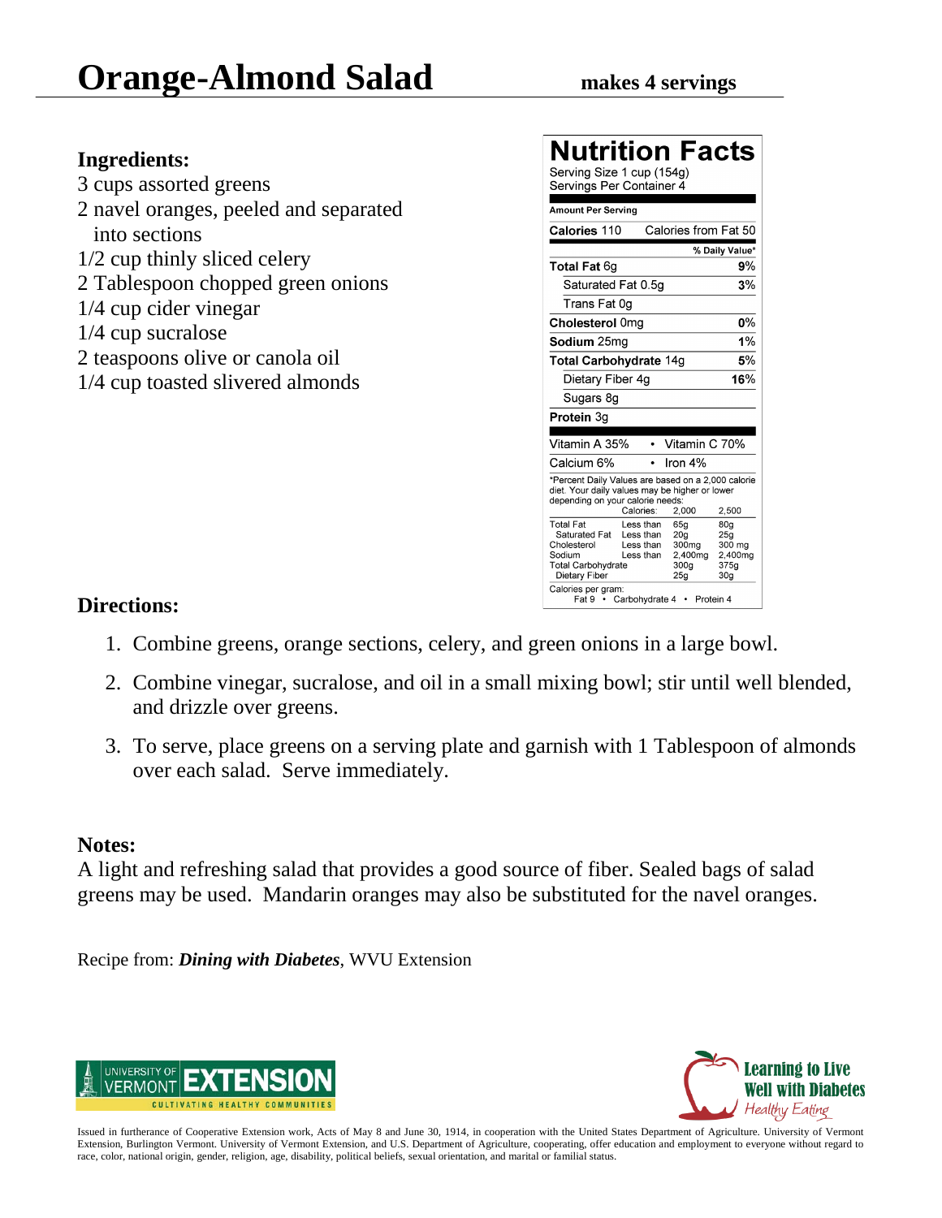# Orange-Almond Salad

**makes 4 servings**

## Ingredients:

3 cups assorted greens
2 navel oranges, peeled and separated into sections
1/2 cup thinly sliced celery
2 Tablespoon chopped green onions
1/4 cup cider vinegar
1/4 cup sucralose
2 teaspoons olive or canola oil
1/4 cup toasted slivered almonds

## Nutrition Facts

Serving Size 1 cup (154g)
Servings Per Container 4

| Amount Per Serving | |
|---|---|
| **Calories** 110 | Calories from Fat 50 |
| | **% Daily Value*** |
| **Total Fat** 6g | **9%** |
| Saturated Fat 0.5g | **3%** |
| Trans Fat 0g | |
| **Cholesterol** 0mg | **0%** |
| **Sodium** 25mg | **1%** |
| **Total Carbohydrate** 14g | **5%** |
| Dietary Fiber 4g | **16%** |
| Sugars 8g | |
| **Protein** 3g | |

Vitamin A 35% • Vitamin C 70%
Calcium 6% • Iron 4%

*Percent Daily Values are based on a 2,000 calorie diet. Your daily values may be higher or lower depending on your calorie needs:

| | Calories: | 2,000 | 2,500 |
|---|---|---|---|
| Total Fat | Less than | 65g | 80g |
| Saturated Fat | Less than | 20g | 25g |
| Cholesterol | Less than | 300mg | 300 mg |
| Sodium | Less than | 2,400mg | 2,400mg |
| Total Carbohydrate | | 300g | 375g |
| Dietary Fiber | | 25g | 30g |

Calories per gram:
Fat 9 • Carbohydrate 4 • Protein 4

## Directions:

1. Combine greens, orange sections, celery, and green onions in a large bowl.
2. Combine vinegar, sucralose, and oil in a small mixing bowl; stir until well blended, and drizzle over greens.
3. To serve, place greens on a serving plate and garnish with 1 Tablespoon of almonds over each salad. Serve immediately.

## Notes:

A light and refreshing salad that provides a good source of fiber. Sealed bags of salad greens may be used. Mandarin oranges may also be substituted for the navel oranges.

Recipe from: ***Dining with Diabetes***, WVU Extension

UNIVERSITY OF VERMONT EXTENSION — CULTIVATING HEALTHY COMMUNITIES

Learning to Live Well with Diabetes — Healthy Eating

Issued in furtherance of Cooperative Extension work, Acts of May 8 and June 30, 1914, in cooperation with the United States Department of Agriculture. University of Vermont Extension, Burlington Vermont. University of Vermont Extension, and U.S. Department of Agriculture, cooperating, offer education and employment to everyone without regard to race, color, national origin, gender, religion, age, disability, political beliefs, sexual orientation, and marital or familial status.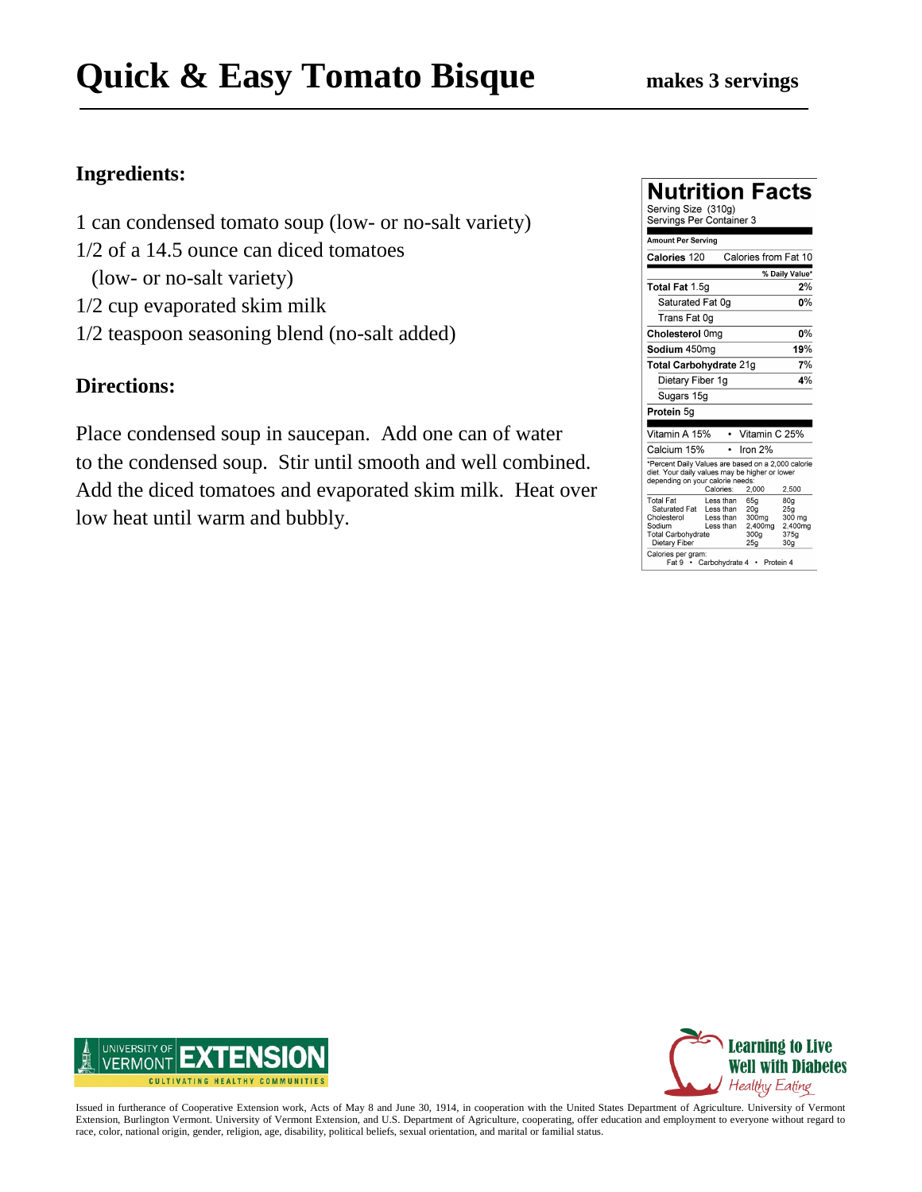# Quick & Easy Tomato Bisque

**makes 3 servings**

## Ingredients:

1 can condensed tomato soup (low- or no-salt variety)
1/2 of a 14.5 ounce can diced tomatoes
(low- or no-salt variety)
1/2 cup evaporated skim milk
1/2 teaspoon seasoning blend (no-salt added)

## Directions:

Place condensed soup in saucepan. Add one can of water to the condensed soup. Stir until smooth and well combined. Add the diced tomatoes and evaporated skim milk. Heat over low heat until warm and bubbly.

## Nutrition Facts

Serving Size (310g)
Servings Per Container 3

| Amount Per Serving | |
|---|---|
| **Calories** 120 | Calories from Fat 10 |
| | **% Daily Value*** |
| **Total Fat** 1.5g | **2%** |
| Saturated Fat 0g | **0%** |
| Trans Fat 0g | |
| **Cholesterol** 0mg | **0%** |
| **Sodium** 450mg | **19%** |
| **Total Carbohydrate** 21g | **7%** |
| Dietary Fiber 1g | **4%** |
| Sugars 15g | |
| **Protein** 5g | |
| Vitamin A 15% | Vitamin C 25% |
| Calcium 15% | Iron 2% |

*Percent Daily Values are based on a 2,000 calorie diet. Your daily values may be higher or lower depending on your calorie needs:

| | Calories: | 2,000 | 2,500 |
|---|---|---|---|
| Total Fat | Less than | 65g | 80g |
| Saturated Fat | Less than | 20g | 25g |
| Cholesterol | Less than | 300mg | 300 mg |
| Sodium | Less than | 2,400mg | 2,400mg |
| Total Carbohydrate | | 300g | 375g |
| Dietary Fiber | | 25g | 30g |

Calories per gram:
Fat 9 • Carbohydrate 4 • Protein 4

University of Vermont Extension — Cultivating Healthy Communities

Learning to Live Well with Diabetes — Healthy Eating

Issued in furtherance of Cooperative Extension work, Acts of May 8 and June 30, 1914, in cooperation with the United States Department of Agriculture. University of Vermont Extension, Burlington Vermont. University of Vermont Extension, and U.S. Department of Agriculture, cooperating, offer education and employment to everyone without regard to race, color, national origin, gender, religion, age, disability, political beliefs, sexual orientation, and marital or familial status.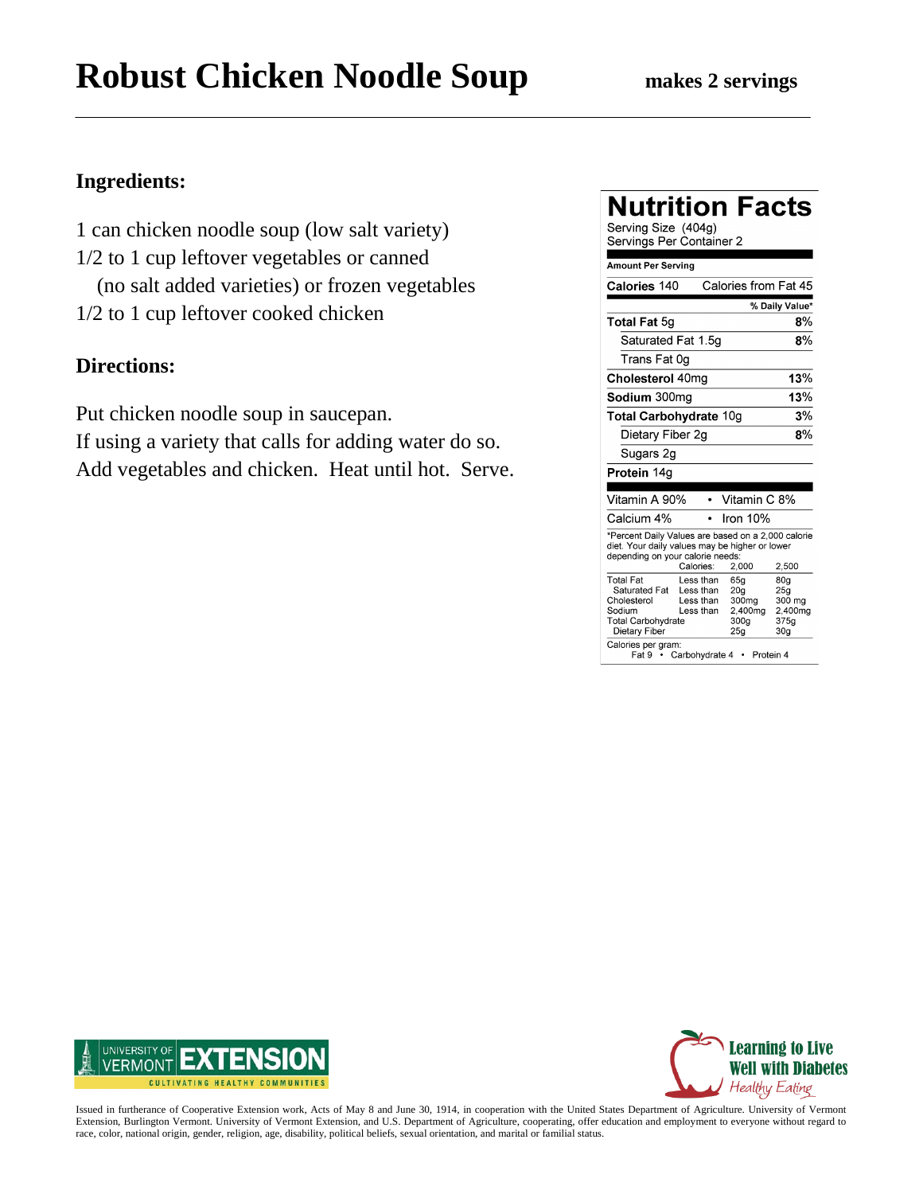# Robust Chicken Noodle Soup

**makes 2 servings**

## Ingredients:

1 can chicken noodle soup (low salt variety)
1/2 to 1 cup leftover vegetables or canned (no salt added varieties) or frozen vegetables
1/2 to 1 cup leftover cooked chicken

## Directions:

Put chicken noodle soup in saucepan.
If using a variety that calls for adding water do so.
Add vegetables and chicken. Heat until hot. Serve.

## Nutrition Facts

Serving Size (404g)
Servings Per Container 2

**Amount Per Serving**

| | |
|---|---|
| **Calories** 140 | Calories from Fat 45 |
| | **% Daily Value*** |
| **Total Fat** 5g | **8%** |
| Saturated Fat 1.5g | **8%** |
| Trans Fat 0g | |
| **Cholesterol** 40mg | **13%** |
| **Sodium** 300mg | **13%** |
| **Total Carbohydrate** 10g | **3%** |
| Dietary Fiber 2g | **8%** |
| Sugars 2g | |
| **Protein** 14g | |

| | |
|---|---|
| Vitamin A 90% | Vitamin C 8% |
| Calcium 4% | Iron 10% |

*Percent Daily Values are based on a 2,000 calorie diet. Your daily values may be higher or lower depending on your calorie needs:

| | | Calories: 2,000 | 2,500 |
|---|---|---|---|
| Total Fat | Less than | 65g | 80g |
| Saturated Fat | Less than | 20g | 25g |
| Cholesterol | Less than | 300mg | 300 mg |
| Sodium | Less than | 2,400mg | 2,400mg |
| Total Carbohydrate | | 300g | 375g |
| Dietary Fiber | | 25g | 30g |

Calories per gram:
Fat 9 • Carbohydrate 4 • Protein 4

UNIVERSITY OF VERMONT EXTENSION — CULTIVATING HEALTHY COMMUNITIES

Learning to Live Well with Diabetes — Healthy Eating

Issued in furtherance of Cooperative Extension work, Acts of May 8 and June 30, 1914, in cooperation with the United States Department of Agriculture. University of Vermont Extension, Burlington Vermont. University of Vermont Extension, and U.S. Department of Agriculture, cooperating, offer education and employment to everyone without regard to race, color, national origin, gender, religion, age, disability, political beliefs, sexual orientation, and marital or familial status.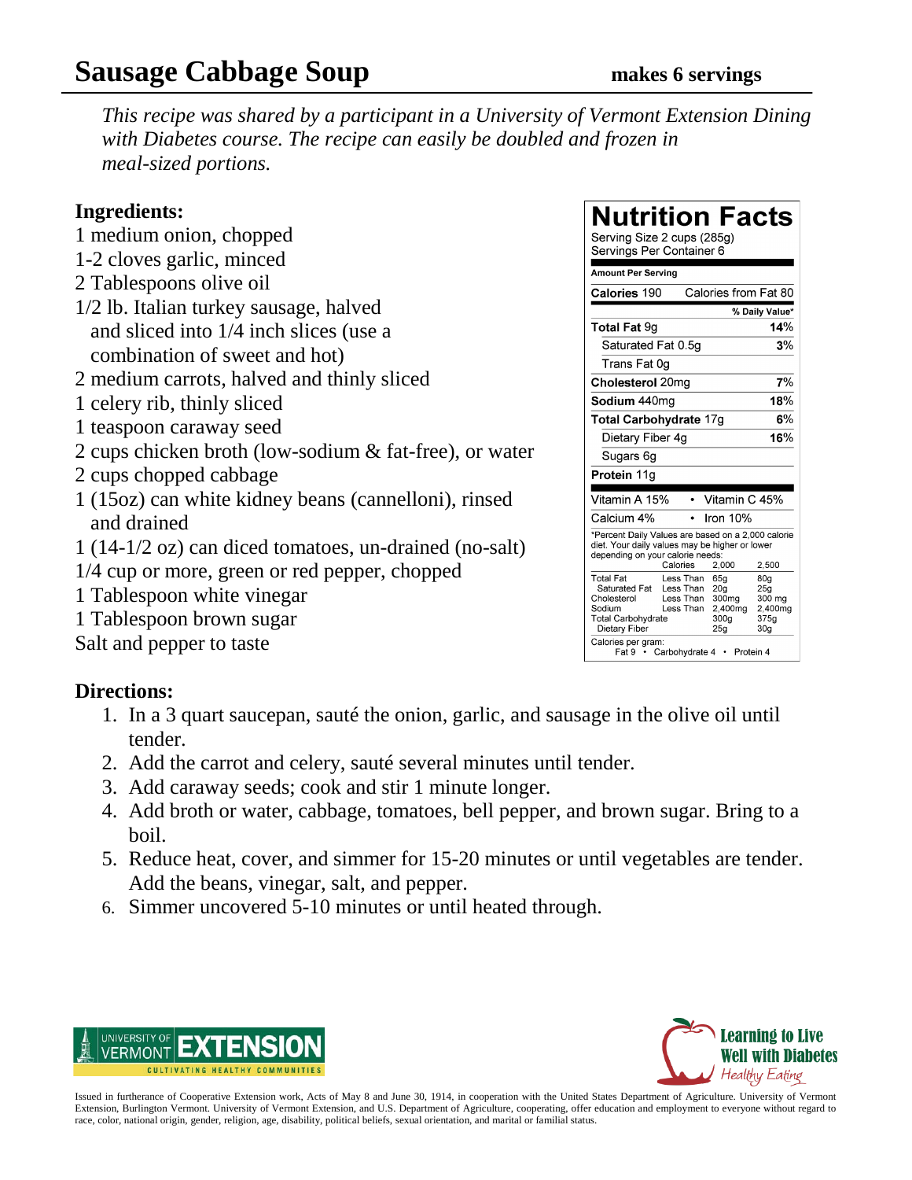# Sausage Cabbage Soup

**makes 6 servings**

*This recipe was shared by a participant in a University of Vermont Extension Dining with Diabetes course. The recipe can easily be doubled and frozen in meal-sized portions.*

## Ingredients:

1 medium onion, chopped
1-2 cloves garlic, minced
2 Tablespoons olive oil
1/2 lb. Italian turkey sausage, halved and sliced into 1/4 inch slices (use a combination of sweet and hot)
2 medium carrots, halved and thinly sliced
1 celery rib, thinly sliced
1 teaspoon caraway seed
2 cups chicken broth (low-sodium & fat-free), or water
2 cups chopped cabbage
1 (15oz) can white kidney beans (cannelloni), rinsed and drained
1 (14-1/2 oz) can diced tomatoes, un-drained (no-salt)
1/4 cup or more, green or red pepper, chopped
1 Tablespoon white vinegar
1 Tablespoon brown sugar
Salt and pepper to taste

## Nutrition Facts

Serving Size 2 cups (285g)
Servings Per Container 6

| Amount Per Serving | |
|---|---|
| **Calories** 190 | Calories from Fat 80 |
| | **% Daily Value*** |
| **Total Fat** 9g | **14%** |
| Saturated Fat 0.5g | **3%** |
| Trans Fat 0g | |
| **Cholesterol** 20mg | **7%** |
| **Sodium** 440mg | **18%** |
| **Total Carbohydrate** 17g | **6%** |
| Dietary Fiber 4g | **16%** |
| Sugars 6g | |
| **Protein** 11g | |
| Vitamin A 15% | Vitamin C 45% |
| Calcium 4% | Iron 10% |

*Percent Daily Values are based on a 2,000 calorie diet. Your daily values may be higher or lower depending on your calorie needs:

| | Calories | 2,000 | 2,500 |
|---|---|---|---|
| Total Fat | Less Than | 65g | 80g |
| Saturated Fat | Less Than | 20g | 25g |
| Cholesterol | Less Than | 300mg | 300 mg |
| Sodium | Less Than | 2,400mg | 2,400mg |
| Total Carbohydrate | | 300g | 375g |
| Dietary Fiber | | 25g | 30g |

Calories per gram:
Fat 9 • Carbohydrate 4 • Protein 4

## Directions:

1. In a 3 quart saucepan, sauté the onion, garlic, and sausage in the olive oil until tender.
2. Add the carrot and celery, sauté several minutes until tender.
3. Add caraway seeds; cook and stir 1 minute longer.
4. Add broth or water, cabbage, tomatoes, bell pepper, and brown sugar. Bring to a boil.
5. Reduce heat, cover, and simmer for 15-20 minutes or until vegetables are tender. Add the beans, vinegar, salt, and pepper.
6. Simmer uncovered 5-10 minutes or until heated through.

UNIVERSITY OF VERMONT EXTENSION — CULTIVATING HEALTHY COMMUNITIES

Learning to Live Well with Diabetes — Healthy Eating

Issued in furtherance of Cooperative Extension work, Acts of May 8 and June 30, 1914, in cooperation with the United States Department of Agriculture. University of Vermont Extension, Burlington Vermont. University of Vermont Extension, and U.S. Department of Agriculture, cooperating, offer education and employment to everyone without regard to race, color, national origin, gender, religion, age, disability, political beliefs, sexual orientation, and marital or familial status.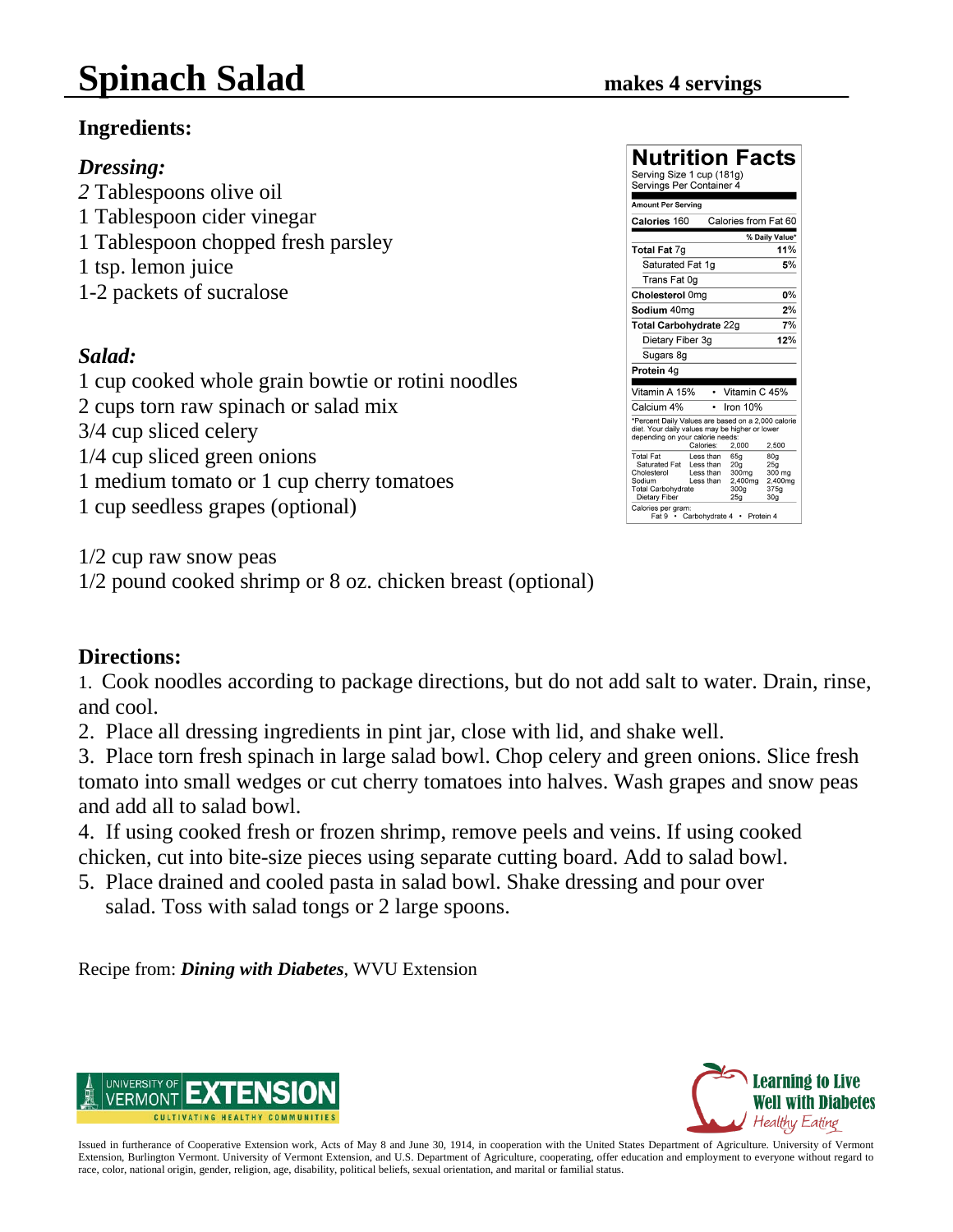# Spinach Salad

**makes 4 servings**

## Ingredients:

### *Dressing:*

*2* Tablespoons olive oil
1 Tablespoon cider vinegar
1 Tablespoon chopped fresh parsley
1 tsp. lemon juice
1-2 packets of sucralose

### *Salad:*

1 cup cooked whole grain bowtie or rotini noodles
2 cups torn raw spinach or salad mix
3/4 cup sliced celery
1/4 cup sliced green onions
1 medium tomato or 1 cup cherry tomatoes
1 cup seedless grapes (optional)

1/2 cup raw snow peas
1/2 pound cooked shrimp or 8 oz. chicken breast (optional)

**Nutrition Facts**

Serving Size 1 cup (181g)
Servings Per Container 4

**Amount Per Serving**

| | |
|---|---|
| **Calories** 160 | Calories from Fat 60 |
| | **% Daily Value*** |
| **Total Fat** 7g | **11%** |
| Saturated Fat 1g | **5%** |
| Trans Fat 0g | |
| **Cholesterol** 0mg | **0%** |
| **Sodium** 40mg | **2%** |
| **Total Carbohydrate** 22g | **7%** |
| Dietary Fiber 3g | **12%** |
| Sugars 8g | |
| **Protein** 4g | |

| | |
|---|---|
| Vitamin A 15% | Vitamin C 45% |
| Calcium 4% | Iron 10% |

*Percent Daily Values are based on a 2,000 calorie diet. Your daily values may be higher or lower depending on your calorie needs:

| | | | |
|---|---|---|---|
| | Calories: | 2,000 | 2,500 |
| Total Fat | Less than | 65g | 80g |
| Saturated Fat | Less than | 20g | 25g |
| Cholesterol | Less than | 300mg | 300 mg |
| Sodium | Less than | 2,400mg | 2,400mg |
| Total Carbohydrate | | 300g | 375g |
| Dietary Fiber | | 25g | 30g |

Calories per gram:
Fat 9 • Carbohydrate 4 • Protein 4

## Directions:

1. Cook noodles according to package directions, but do not add salt to water. Drain, rinse, and cool.
2. Place all dressing ingredients in pint jar, close with lid, and shake well.
3. Place torn fresh spinach in large salad bowl. Chop celery and green onions. Slice fresh tomato into small wedges or cut cherry tomatoes into halves. Wash grapes and snow peas and add all to salad bowl.
4. If using cooked fresh or frozen shrimp, remove peels and veins. If using cooked chicken, cut into bite-size pieces using separate cutting board. Add to salad bowl.
5. Place drained and cooled pasta in salad bowl. Shake dressing and pour over salad. Toss with salad tongs or 2 large spoons.

Recipe from: ***Dining with Diabetes***, WVU Extension

UNIVERSITY OF VERMONT EXTENSION
CULTIVATING HEALTHY COMMUNITIES

Learning to Live Well with Diabetes
Healthy Eating

Issued in furtherance of Cooperative Extension work, Acts of May 8 and June 30, 1914, in cooperation with the United States Department of Agriculture. University of Vermont Extension, Burlington Vermont. University of Vermont Extension, and U.S. Department of Agriculture, cooperating, offer education and employment to everyone without regard to race, color, national origin, gender, religion, age, disability, political beliefs, sexual orientation, and marital or familial status.